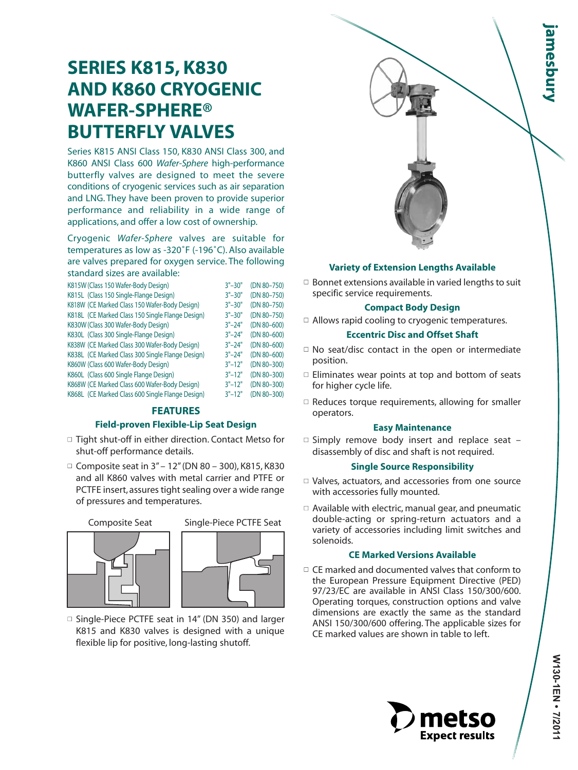# SERIES K815, K830 AND K860 CRYOGENIC WAFER-SPHERE® BUTTERFLY VALVES

Series K815 ANSI Class 150, K830 ANSI Class 300, and K860 ANSI Class 600 *Wafer-Sphere* high-performance butterfly valves are designed to meet the severe conditions of cryogenic services such as air separation and LNG. They have been proven to provide superior performance and reliability in a wide range of applications, and offer a low cost of ownership.

Cryogenic *Wafer-Sphere* valves are suitable for temperatures as low as -320˚F (-196˚C). Also available are valves prepared for oxygen service. The following standard sizes are available:

| Model | Size | DN |
|---|---|---|
| K815W (Class 150 Wafer-Body Design) | 3"–30" | (DN 80–750) |
| K815L (Class 150 Single-Flange Design) | 3"–30" | (DN 80–750) |
| K818W (CE Marked Class 150 Wafer-Body Design) | 3"–30" | (DN 80–750) |
| K818L (CE Marked Class 150 Single Flange Design) | 3"–30" | (DN 80–750) |
| K830W (Class 300 Wafer-Body Design) | 3"–24" | (DN 80–600) |
| K830L (Class 300 Single-Flange Design) | 3"–24" | (DN 80–600) |
| K838W (CE Marked Class 300 Wafer-Body Design) | 3"–24" | (DN 80–600) |
| K838L (CE Marked Class 300 Single Flange Design) | 3"–24" | (DN 80–600) |
| K860W (Class 600 Wafer-Body Design) | 3"–12" | (DN 80–300) |
| K860L (Class 600 Single Flange Design) | 3"–12" | (DN 80–300) |
| K868W (CE Marked Class 600 Wafer-Body Design) | 3"–12" | (DN 80–300) |
| K868L (CE Marked Class 600 Single Flange Design) | 3"–12" | (DN 80–300) |

## FEATURES

### Field-proven Flexible-Lip Seat Design

- Tight shut-off in either direction. Contact Metso for shut-off performance details.
- Composite seat in 3" – 12" (DN 80 – 300), K815, K830 and all K860 valves with metal carrier and PTFE or PCTFE insert, assures tight sealing over a wide range of pressures and temperatures.

Composite Seat

Single-Piece PCTFE Seat

- Single-Piece PCTFE seat in 14" (DN 350) and larger K815 and K830 valves is designed with a unique flexible lip for positive, long-lasting shutoff.

### Variety of Extension Lengths Available

- Bonnet extensions available in varied lengths to suit specific service requirements.

### Compact Body Design

- Allows rapid cooling to cryogenic temperatures.

### Eccentric Disc and Offset Shaft

- No seat/disc contact in the open or intermediate position.
- Eliminates wear points at top and bottom of seats for higher cycle life.
- Reduces torque requirements, allowing for smaller operators.

### Easy Maintenance

- Simply remove body insert and replace seat – disassembly of disc and shaft is not required.

### Single Source Responsibility

- Valves, actuators, and accessories from one source with accessories fully mounted.
- Available with electric, manual gear, and pneumatic double-acting or spring-return actuators and a variety of accessories including limit switches and solenoids.

### CE Marked Versions Available

- CE marked and documented valves that conform to the European Pressure Equipment Directive (PED) 97/23/EC are available in ANSI Class 150/300/600. Operating torques, construction options and valve dimensions are exactly the same as the standard ANSI 150/300/600 offering. The applicable sizes for CE marked values are shown in table to left.

metso
Expect results

W130-1EN • 7/2011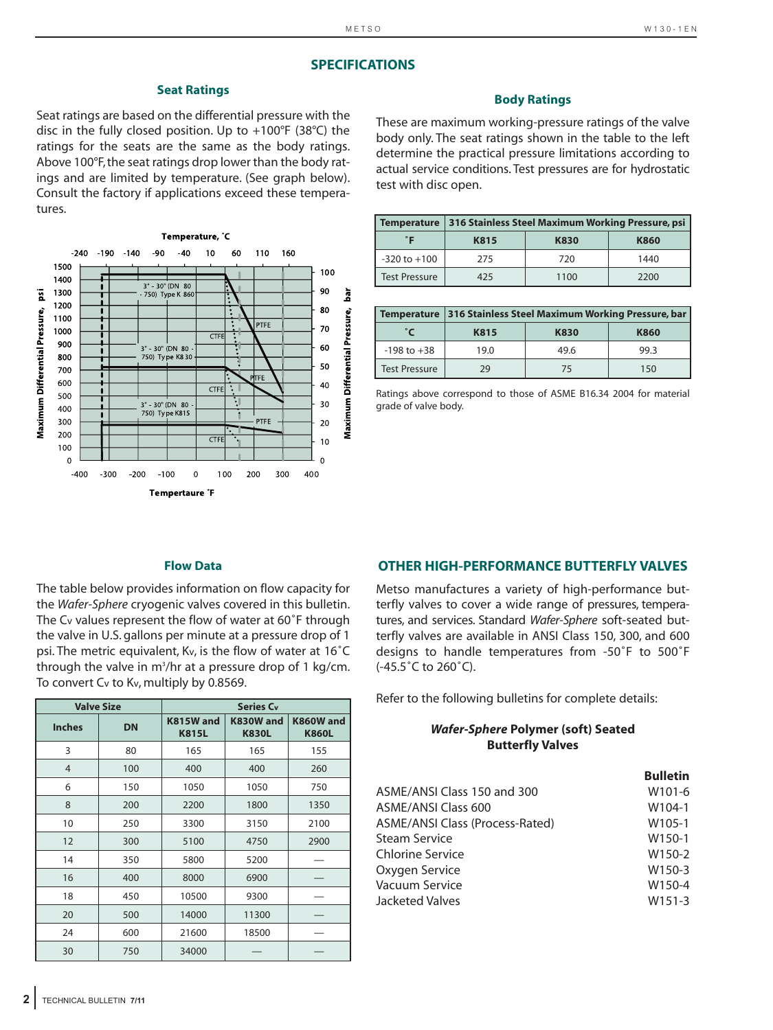# SPECIFICATIONS

## Seat Ratings

Seat ratings are based on the differential pressure with the disc in the fully closed position. Up to +100°F (38°C) the ratings for the seats are the same as the body ratings. Above 100°F, the seat ratings drop lower than the body ratings and are limited by temperature. (See graph below). Consult the factory if applications exceed these temperatures.

## Body Ratings

These are maximum working-pressure ratings of the valve body only. The seat ratings shown in the table to the left determine the practical pressure limitations according to actual service conditions. Test pressures are for hydrostatic test with disc open.

| Temperature | 316 Stainless Steel Maximum Working Pressure, psi | | |
|---|---|---|---|
| ˚F | K815 | K830 | K860 |
| -320 to +100 | 275 | 720 | 1440 |
| Test Pressure | 425 | 1100 | 2200 |

| Temperature | 316 Stainless Steel Maximum Working Pressure, bar | | |
|---|---|---|---|
| ˚C | K815 | K830 | K860 |
| -198 to +38 | 19.0 | 49.6 | 99.3 |
| Test Pressure | 29 | 75 | 150 |

Ratings above correspond to those of ASME B16.34 2004 for material grade of valve body.

## Flow Data

The table below provides information on flow capacity for the *Wafer-Sphere* cryogenic valves covered in this bulletin. The $C_v$ values represent the flow of water at 60˚F through the valve in U.S. gallons per minute at a pressure drop of 1 psi. The metric equivalent, $K_v$, is the flow of water at 16˚C through the valve in $m^3$/hr at a pressure drop of 1 kg/cm. To convert $C_v$ to $K_v$, multiply by 0.8569.

| Valve Size | | Series $C_v$ | | |
|---|---|---|---|---|
| Inches | DN | K815W and K815L | K830W and K830L | K860W and K860L |
| 3 | 80 | 165 | 165 | 155 |
| 4 | 100 | 400 | 400 | 260 |
| 6 | 150 | 1050 | 1050 | 750 |
| 8 | 200 | 2200 | 1800 | 1350 |
| 10 | 250 | 3300 | 3150 | 2100 |
| 12 | 300 | 5100 | 4750 | 2900 |
| 14 | 350 | 5800 | 5200 | — |
| 16 | 400 | 8000 | 6900 | — |
| 18 | 450 | 10500 | 9300 | — |
| 20 | 500 | 14000 | 11300 | — |
| 24 | 600 | 21600 | 18500 | — |
| 30 | 750 | 34000 | — | — |

# OTHER HIGH-PERFORMANCE BUTTERFLY VALVES

Metso manufactures a variety of high-performance butterfly valves to cover a wide range of pressures, temperatures, and services. Standard *Wafer-Sphere* soft-seated butterfly valves are available in ANSI Class 150, 300, and 600 designs to handle temperatures from -50˚F to 500˚F (-45.5˚C to 260˚C).

Refer to the following bulletins for complete details:

### ***Wafer-Sphere*** Polymer (soft) Seated Butterfly Valves

| | Bulletin |
|---|---|
| ASME/ANSI Class 150 and 300 | W101-6 |
| ASME/ANSI Class 600 | W104-1 |
| ASME/ANSI Class (Process-Rated) | W105-1 |
| Steam Service | W150-1 |
| Chlorine Service | W150-2 |
| Oxygen Service | W150-3 |
| Vacuum Service | W150-4 |
| Jacketed Valves | W151-3 |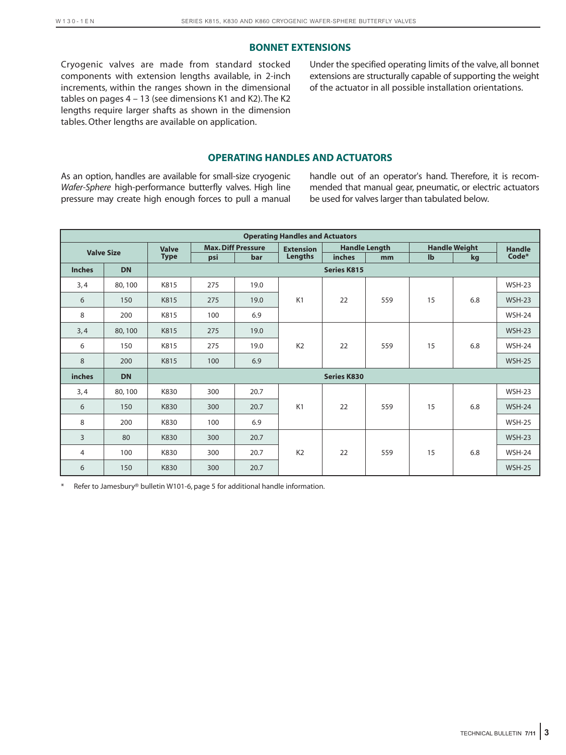## BONNET EXTENSIONS

Cryogenic valves are made from standard stocked components with extension lengths available, in 2-inch increments, within the ranges shown in the dimensional tables on pages 4 – 13 (see dimensions K1 and K2). The K2 lengths require larger shafts as shown in the dimension tables. Other lengths are available on application.

Under the specified operating limits of the valve, all bonnet extensions are structurally capable of supporting the weight of the actuator in all possible installation orientations.

## OPERATING HANDLES AND ACTUATORS

As an option, handles are available for small-size cryogenic *Wafer-Sphere* high-performance butterfly valves. High line pressure may create high enough forces to pull a manual handle out of an operator's hand. Therefore, it is recommended that manual gear, pneumatic, or electric actuators be used for valves larger than tabulated below.

**Operating Handles and Actuators**

| Valve Size | | Valve Type | Max. Diff Pressure | | Extension Lengths | Handle Length | | Handle Weight | | Handle Code* |
|---|---|---|---|---|---|---|---|---|---|---|
| | | | psi | bar | | inches | mm | lb | kg | |
| **Inches** | **DN** | **Series K815** | | | | | | | | |
| 3, 4 | 80, 100 | K815 | 275 | 19.0 | K1 | 22 | 559 | 15 | 6.8 | WSH-23 |
| 6 | 150 | K815 | 275 | 19.0 | K1 | 22 | 559 | 15 | 6.8 | WSH-23 |
| 8 | 200 | K815 | 100 | 6.9 | K1 | 22 | 559 | 15 | 6.8 | WSH-24 |
| 3, 4 | 80, 100 | K815 | 275 | 19.0 | K2 | 22 | 559 | 15 | 6.8 | WSH-23 |
| 6 | 150 | K815 | 275 | 19.0 | K2 | 22 | 559 | 15 | 6.8 | WSH-24 |
| 8 | 200 | K815 | 100 | 6.9 | K2 | 22 | 559 | 15 | 6.8 | WSH-25 |
| **inches** | **DN** | **Series K830** | | | | | | | | |
| 3, 4 | 80, 100 | K830 | 300 | 20.7 | K1 | 22 | 559 | 15 | 6.8 | WSH-23 |
| 6 | 150 | K830 | 300 | 20.7 | K1 | 22 | 559 | 15 | 6.8 | WSH-24 |
| 8 | 200 | K830 | 100 | 6.9 | K1 | 22 | 559 | 15 | 6.8 | WSH-25 |
| 3 | 80 | K830 | 300 | 20.7 | K2 | 22 | 559 | 15 | 6.8 | WSH-23 |
| 4 | 100 | K830 | 300 | 20.7 | K2 | 22 | 559 | 15 | 6.8 | WSH-24 |
| 6 | 150 | K830 | 300 | 20.7 | K2 | 22 | 559 | 15 | 6.8 | WSH-25 |

\* Refer to Jamesbury® bulletin W101-6, page 5 for additional handle information.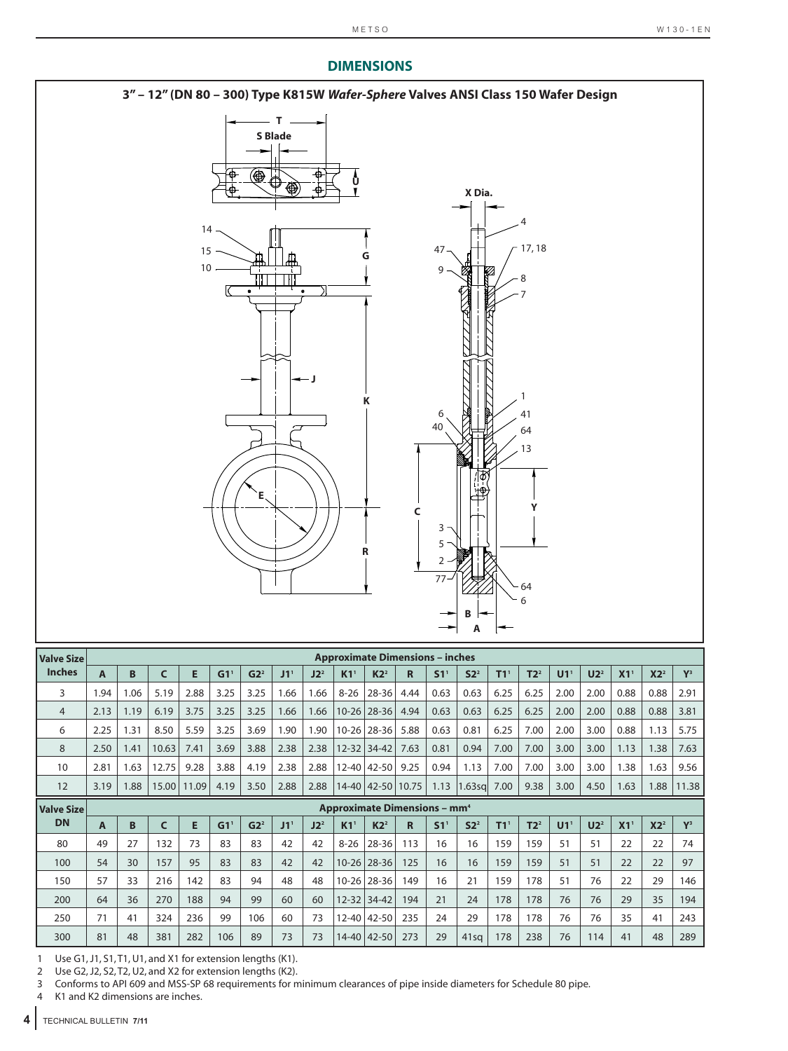## DIMENSIONS

### 3" – 12" (DN 80 – 300) Type K815W *Wafer-Sphere* Valves ANSI Class 150 Wafer Design

| Valve Size Inches | Approximate Dimensions – inches | | | | | | | | | | | | | | | | | | | |
|---|---|---|---|---|---|---|---|---|---|---|---|---|---|---|---|---|---|---|---|---|
| | A | B | C | E | G1[1] | G2[2] | J1[1] | J2[2] | K1[1] | K2[2] | R | S1[1] | S2[2] | T1[1] | T2[2] | U1[1] | U2[2] | X1[1] | X2[2] | Y[3] |
| 3 | 1.94 | 1.06 | 5.19 | 2.88 | 3.25 | 3.25 | 1.66 | 1.66 | 8-26 | 28-36 | 4.44 | 0.63 | 0.63 | 6.25 | 6.25 | 2.00 | 2.00 | 0.88 | 0.88 | 2.91 |
| 4 | 2.13 | 1.19 | 6.19 | 3.75 | 3.25 | 3.25 | 1.66 | 1.66 | 10-26 | 28-36 | 4.94 | 0.63 | 0.63 | 6.25 | 6.25 | 2.00 | 2.00 | 0.88 | 0.88 | 3.81 |
| 6 | 2.25 | 1.31 | 8.50 | 5.59 | 3.25 | 3.69 | 1.90 | 1.90 | 10-26 | 28-36 | 5.88 | 0.63 | 0.81 | 6.25 | 7.00 | 2.00 | 3.00 | 0.88 | 1.13 | 5.75 |
| 8 | 2.50 | 1.41 | 10.63 | 7.41 | 3.69 | 3.88 | 2.38 | 2.38 | 12-32 | 34-42 | 7.63 | 0.81 | 0.94 | 7.00 | 7.00 | 3.00 | 3.00 | 1.13 | 1.38 | 7.63 |
| 10 | 2.81 | 1.63 | 12.75 | 9.28 | 3.88 | 4.19 | 2.38 | 2.88 | 12-40 | 42-50 | 9.25 | 0.94 | 1.13 | 7.00 | 7.00 | 3.00 | 3.00 | 1.38 | 1.63 | 9.56 |
| 12 | 3.19 | 1.88 | 15.00 | 11.09 | 4.19 | 3.50 | 2.88 | 2.88 | 14-40 | 42-50 | 10.75 | 1.13 | 1.63sq | 7.00 | 9.38 | 3.00 | 4.50 | 1.63 | 1.88 | 11.38 |

| Valve Size DN | Approximate Dimensions – mm[4] | | | | | | | | | | | | | | | | | | | |
|---|---|---|---|---|---|---|---|---|---|---|---|---|---|---|---|---|---|---|---|---|
| | A | B | C | E | G1[1] | G2[2] | J1[1] | J2[2] | K1[1] | K2[2] | R | S1[1] | S2[2] | T1[1] | T2[2] | U1[1] | U2[2] | X1[1] | X2[2] | Y[3] |
| 80 | 49 | 27 | 132 | 73 | 83 | 83 | 42 | 42 | 8-26 | 28-36 | 113 | 16 | 16 | 159 | 159 | 51 | 51 | 22 | 22 | 74 |
| 100 | 54 | 30 | 157 | 95 | 83 | 83 | 42 | 42 | 10-26 | 28-36 | 125 | 16 | 16 | 159 | 159 | 51 | 51 | 22 | 22 | 97 |
| 150 | 57 | 33 | 216 | 142 | 83 | 94 | 48 | 48 | 10-26 | 28-36 | 149 | 16 | 21 | 159 | 178 | 51 | 76 | 22 | 29 | 146 |
| 200 | 64 | 36 | 270 | 188 | 94 | 99 | 60 | 60 | 12-32 | 34-42 | 194 | 21 | 24 | 178 | 178 | 76 | 76 | 29 | 35 | 194 |
| 250 | 71 | 41 | 324 | 236 | 99 | 106 | 60 | 73 | 12-40 | 42-50 | 235 | 24 | 29 | 178 | 178 | 76 | 76 | 35 | 41 | 243 |
| 300 | 81 | 48 | 381 | 282 | 106 | 89 | 73 | 73 | 14-40 | 42-50 | 273 | 29 | 41sq | 178 | 238 | 76 | 114 | 41 | 48 | 289 |

1 Use G1, J1, S1, T1, U1, and X1 for extension lengths (K1).
2 Use G2, J2, S2, T2, U2, and X2 for extension lengths (K2).
3 Conforms to API 609 and MSS-SP 68 requirements for minimum clearances of pipe inside diameters for Schedule 80 pipe.
4 K1 and K2 dimensions are inches.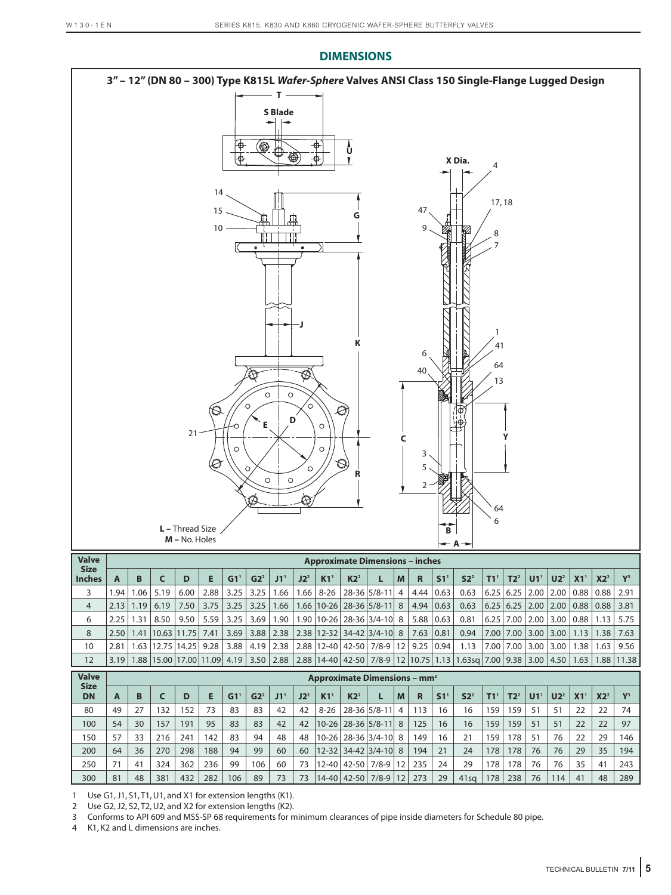## DIMENSIONS

### 3" – 12" (DN 80 – 300) Type K815L *Wafer-Sphere* Valves ANSI Class 150 Single-Flange Lugged Design

T

S Blade

U

X Dia.

4

14

15

10

G

47

9

17, 18

8

7

J

K

1

41

6

40

64

13

E

D

21

C

Y

3

5

R

2

64

6

L – Thread Size
M – No. Holes

B

A

| Valve Size Inches | Approximate Dimensions – inches | | | | | | | | | | | | | | | | | | | | | | |
|---|---|---|---|---|---|---|---|---|---|---|---|---|---|---|---|---|---|---|---|---|---|---|---|
| | A | B | C | D | E | G1[1] | G2[2] | J1[1] | J2[2] | K1[1] | K2[2] | L | M | R | S1[1] | S2[2] | T1[1] | T2[2] | U1[1] | U2[2] | X1[1] | X2[2] | Y[3] |
| 3 | 1.94 | 1.06 | 5.19 | 6.00 | 2.88 | 3.25 | 3.25 | 1.66 | 1.66 | 8-26 | 28-36 | 5/8-11 | 4 | 4.44 | 0.63 | 0.63 | 6.25 | 6.25 | 2.00 | 2.00 | 0.88 | 0.88 | 2.91 |
| 4 | 2.13 | 1.19 | 6.19 | 7.50 | 3.75 | 3.25 | 3.25 | 1.66 | 1.66 | 10-26 | 28-36 | 5/8-11 | 8 | 4.94 | 0.63 | 0.63 | 6.25 | 6.25 | 2.00 | 2.00 | 0.88 | 0.88 | 3.81 |
| 6 | 2.25 | 1.31 | 8.50 | 9.50 | 5.59 | 3.25 | 3.69 | 1.90 | 1.90 | 10-26 | 28-36 | 3/4-10 | 8 | 5.88 | 0.63 | 0.81 | 6.25 | 7.00 | 2.00 | 3.00 | 0.88 | 1.13 | 5.75 |
| 8 | 2.50 | 1.41 | 10.63 | 11.75 | 7.41 | 3.69 | 3.88 | 2.38 | 2.38 | 12-32 | 34-42 | 3/4-10 | 8 | 7.63 | 0.81 | 0.94 | 7.00 | 7.00 | 3.00 | 3.00 | 1.13 | 1.38 | 7.63 |
| 10 | 2.81 | 1.63 | 12.75 | 14.25 | 9.28 | 3.88 | 4.19 | 2.38 | 2.88 | 12-40 | 42-50 | 7/8-9 | 12 | 9.25 | 0.94 | 1.13 | 7.00 | 7.00 | 3.00 | 3.00 | 1.38 | 1.63 | 9.56 |
| 12 | 3.19 | 1.88 | 15.00 | 17.00 | 11.09 | 4.19 | 3.50 | 2.88 | 2.88 | 14-40 | 42-50 | 7/8-9 | 12 | 10.75 | 1.13 | 1.63sq | 7.00 | 9.38 | 3.00 | 4.50 | 1.63 | 1.88 | 11.38 |

| Valve Size DN | Approximate Dimensions – mm[3] | | | | | | | | | | | | | | | | | | | | | | |
|---|---|---|---|---|---|---|---|---|---|---|---|---|---|---|---|---|---|---|---|---|---|---|---|
| | A | B | C | D | E | G1[1] | G2[2] | J1[1] | J2[2] | K1[1] | K2[2] | L | M | R | S1[1] | S2[2] | T1[1] | T2[2] | U1[1] | U2[2] | X1[1] | X2[2] | Y[3] |
| 80 | 49 | 27 | 132 | 152 | 73 | 83 | 83 | 42 | 42 | 8-26 | 28-36 | 5/8-11 | 4 | 113 | 16 | 16 | 159 | 159 | 51 | 51 | 22 | 22 | 74 |
| 100 | 54 | 30 | 157 | 191 | 95 | 83 | 83 | 42 | 42 | 10-26 | 28-36 | 5/8-11 | 8 | 125 | 16 | 16 | 159 | 159 | 51 | 51 | 22 | 22 | 97 |
| 150 | 57 | 33 | 216 | 241 | 142 | 83 | 94 | 48 | 48 | 10-26 | 28-36 | 3/4-10 | 8 | 149 | 16 | 21 | 159 | 178 | 51 | 76 | 22 | 29 | 146 |
| 200 | 64 | 36 | 270 | 298 | 188 | 94 | 99 | 60 | 60 | 12-32 | 34-42 | 3/4-10 | 8 | 194 | 21 | 24 | 178 | 178 | 76 | 76 | 29 | 35 | 194 |
| 250 | 71 | 41 | 324 | 362 | 236 | 99 | 106 | 60 | 73 | 12-40 | 42-50 | 7/8-9 | 12 | 235 | 24 | 29 | 178 | 178 | 76 | 76 | 35 | 41 | 243 |
| 300 | 81 | 48 | 381 | 432 | 282 | 106 | 89 | 73 | 73 | 14-40 | 42-50 | 7/8-9 | 12 | 273 | 29 | 41sq | 178 | 238 | 76 | 114 | 41 | 48 | 289 |

1 Use G1, J1, S1, T1, U1, and X1 for extension lengths (K1).
2 Use G2, J2, S2, T2, U2, and X2 for extension lengths (K2).
3 Conforms to API 609 and MSS-SP 68 requirements for minimum clearances of pipe inside diameters for Schedule 80 pipe.
4 K1, K2 and L dimensions are inches.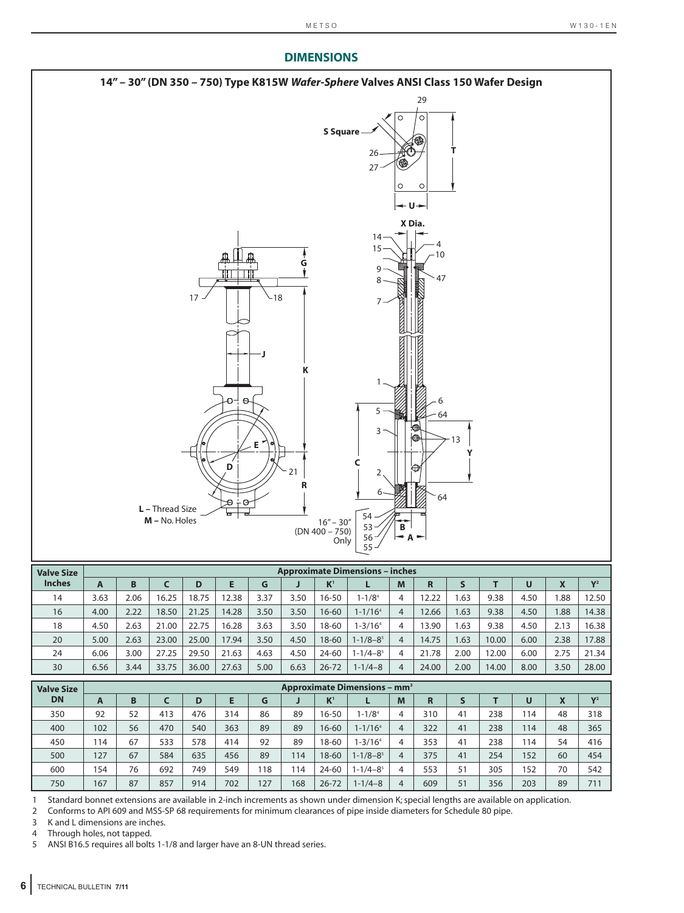## DIMENSIONS

### 14" – 30" (DN 350 – 750) Type K815W *Wafer-Sphere* Valves ANSI Class 150 Wafer Design

| Valve Size Inches | Approximate Dimensions – inches | | | | | | | | | | | | | | | |
|---|---|---|---|---|---|---|---|---|---|---|---|---|---|---|---|---|
| | A | B | C | D | E | G | J | K[1] | L | M | R | S | T | U | X | Y[2] |
| 14 | 3.63 | 2.06 | 16.25 | 18.75 | 12.38 | 3.37 | 3.50 | 16-50 | 1-1/8[4] | 4 | 12.22 | 1.63 | 9.38 | 4.50 | 1.88 | 12.50 |
| 16 | 4.00 | 2.22 | 18.50 | 21.25 | 14.28 | 3.50 | 3.50 | 16-60 | 1-1/16[4] | 4 | 12.66 | 1.63 | 9.38 | 4.50 | 1.88 | 14.38 |
| 18 | 4.50 | 2.63 | 21.00 | 22.75 | 16.28 | 3.63 | 3.50 | 18-60 | 1-3/16[4] | 4 | 13.90 | 1.63 | 9.38 | 4.50 | 2.13 | 16.38 |
| 20 | 5.00 | 2.63 | 23.00 | 25.00 | 17.94 | 3.50 | 4.50 | 18-60 | 1-1/8–8[5] | 4 | 14.75 | 1.63 | 10.00 | 6.00 | 2.38 | 17.88 |
| 24 | 6.06 | 3.00 | 27.25 | 29.50 | 21.63 | 4.63 | 4.50 | 24-60 | 1-1/4–8[5] | 4 | 21.78 | 2.00 | 12.00 | 6.00 | 2.75 | 21.34 |
| 30 | 6.56 | 3.44 | 33.75 | 36.00 | 27.63 | 5.00 | 6.63 | 26-72 | 1-1/4–8 | 4 | 24.00 | 2.00 | 14.00 | 8.00 | 3.50 | 28.00 |

| Valve Size DN | Approximate Dimensions – mm[3] | | | | | | | | | | | | | | | |
|---|---|---|---|---|---|---|---|---|---|---|---|---|---|---|---|---|
| | A | B | C | D | E | G | J | K[1] | L | M | R | S | T | U | X | Y[2] |
| 350 | 92 | 52 | 413 | 476 | 314 | 86 | 89 | 16-50 | 1-1/8[4] | 4 | 310 | 41 | 238 | 114 | 48 | 318 |
| 400 | 102 | 56 | 470 | 540 | 363 | 89 | 89 | 16-60 | 1-1/16[4] | 4 | 322 | 41 | 238 | 114 | 48 | 365 |
| 450 | 114 | 67 | 533 | 578 | 414 | 92 | 89 | 18-60 | 1-3/16[4] | 4 | 353 | 41 | 238 | 114 | 54 | 416 |
| 500 | 127 | 67 | 584 | 635 | 456 | 89 | 114 | 18-60 | 1-1/8–8[5] | 4 | 375 | 41 | 254 | 152 | 60 | 454 |
| 600 | 154 | 76 | 692 | 749 | 549 | 118 | 114 | 24-60 | 1-1/4–8[5] | 4 | 553 | 51 | 305 | 152 | 70 | 542 |
| 750 | 167 | 87 | 857 | 914 | 702 | 127 | 168 | 26-72 | 1-1/4–8 | 4 | 609 | 51 | 356 | 203 | 89 | 711 |

1 Standard bonnet extensions are available in 2-inch increments as shown under dimension K; special lengths are available on application.
2 Conforms to API 609 and MSS-SP 68 requirements for minimum clearances of pipe inside diameters for Schedule 80 pipe.
3 K and L dimensions are inches.
4 Through holes, not tapped.
5 ANSI B16.5 requires all bolts 1-1/8 and larger have an 8-UN thread series.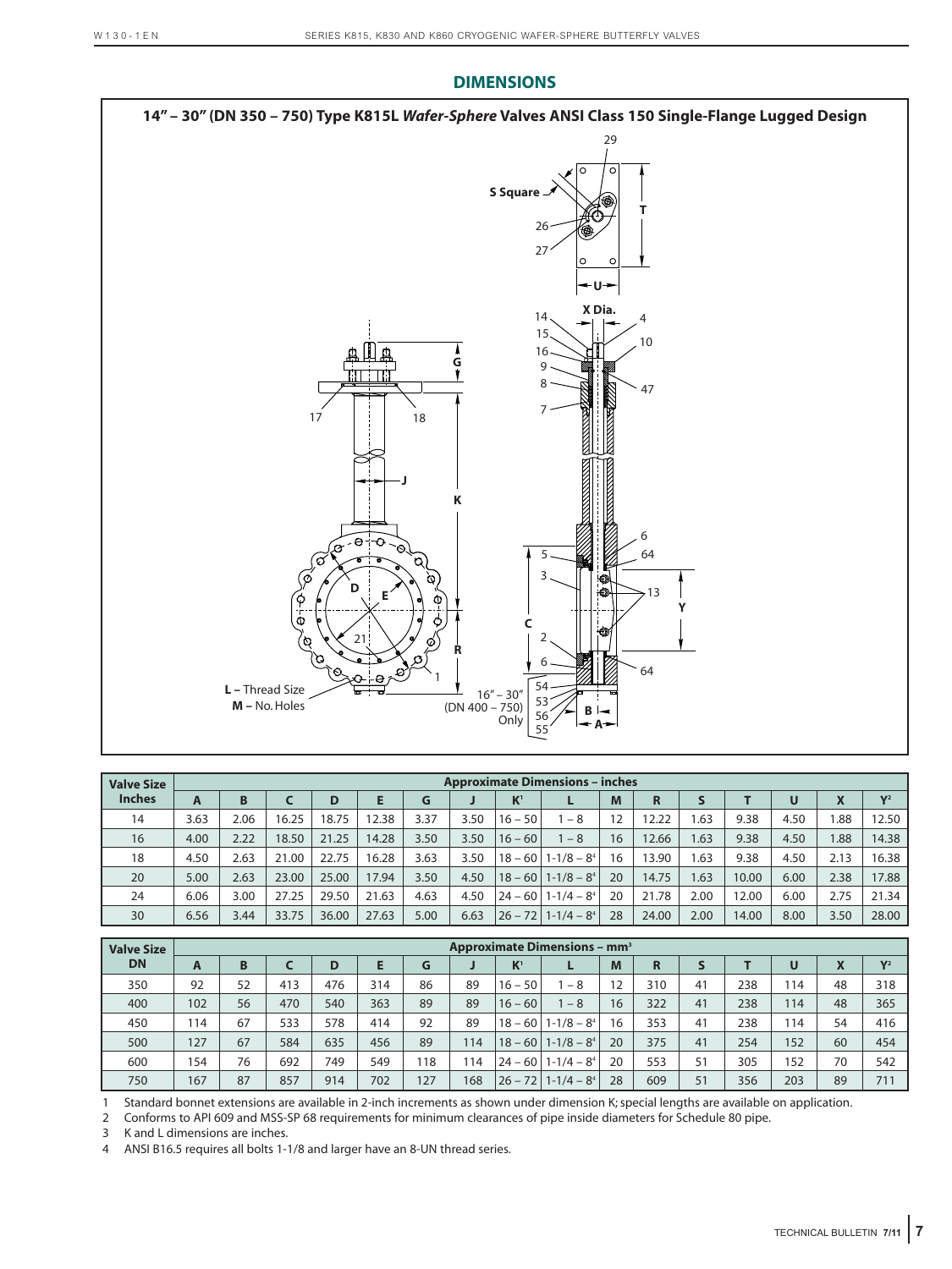## DIMENSIONS

### 14" – 30" (DN 350 – 750) Type K815L *Wafer-Sphere* Valves ANSI Class 150 Single-Flange Lugged Design

S Square

L – Thread Size
M – No. Holes

16" – 30" (DN 400 – 750) Only

| Valve Size Inches | Approximate Dimensions – inches | | | | | | | | | | | | | | | |
|---|---|---|---|---|---|---|---|---|---|---|---|---|---|---|---|---|
| | A | B | C | D | E | G | J | K[1] | L | M | R | S | T | U | X | Y[2] |
| 14 | 3.63 | 2.06 | 16.25 | 18.75 | 12.38 | 3.37 | 3.50 | 16 – 50 | 1 – 8 | 12 | 12.22 | 1.63 | 9.38 | 4.50 | 1.88 | 12.50 |
| 16 | 4.00 | 2.22 | 18.50 | 21.25 | 14.28 | 3.50 | 3.50 | 16 – 60 | 1 – 8 | 16 | 12.66 | 1.63 | 9.38 | 4.50 | 1.88 | 14.38 |
| 18 | 4.50 | 2.63 | 21.00 | 22.75 | 16.28 | 3.63 | 3.50 | 18 – 60 | 1-1/8 – 8[4] | 16 | 13.90 | 1.63 | 9.38 | 4.50 | 2.13 | 16.38 |
| 20 | 5.00 | 2.63 | 23.00 | 25.00 | 17.94 | 3.50 | 4.50 | 18 – 60 | 1-1/8 – 8[4] | 20 | 14.75 | 1.63 | 10.00 | 6.00 | 2.38 | 17.88 |
| 24 | 6.06 | 3.00 | 27.25 | 29.50 | 21.63 | 4.63 | 4.50 | 24 – 60 | 1-1/4 – 8[4] | 20 | 21.78 | 2.00 | 12.00 | 6.00 | 2.75 | 21.34 |
| 30 | 6.56 | 3.44 | 33.75 | 36.00 | 27.63 | 5.00 | 6.63 | 26 – 72 | 1-1/4 – 8[4] | 28 | 24.00 | 2.00 | 14.00 | 8.00 | 3.50 | 28.00 |

| Valve Size DN | Approximate Dimensions – mm[3] | | | | | | | | | | | | | | | |
|---|---|---|---|---|---|---|---|---|---|---|---|---|---|---|---|---|
| | A | B | C | D | E | G | J | K[1] | L | M | R | S | T | U | X | Y[2] |
| 350 | 92 | 52 | 413 | 476 | 314 | 86 | 89 | 16 – 50 | 1 – 8 | 12 | 310 | 41 | 238 | 114 | 48 | 318 |
| 400 | 102 | 56 | 470 | 540 | 363 | 89 | 89 | 16 – 60 | 1 – 8 | 16 | 322 | 41 | 238 | 114 | 48 | 365 |
| 450 | 114 | 67 | 533 | 578 | 414 | 92 | 89 | 18 – 60 | 1-1/8 – 8[4] | 16 | 353 | 41 | 238 | 114 | 54 | 416 |
| 500 | 127 | 67 | 584 | 635 | 456 | 89 | 114 | 18 – 60 | 1-1/8 – 8[4] | 20 | 375 | 41 | 254 | 152 | 60 | 454 |
| 600 | 154 | 76 | 692 | 749 | 549 | 118 | 114 | 24 – 60 | 1-1/4 – 8[4] | 20 | 553 | 51 | 305 | 152 | 70 | 542 |
| 750 | 167 | 87 | 857 | 914 | 702 | 127 | 168 | 26 – 72 | 1-1/4 – 8[4] | 28 | 609 | 51 | 356 | 203 | 89 | 711 |

1 Standard bonnet extensions are available in 2-inch increments as shown under dimension K; special lengths are available on application.
2 Conforms to API 609 and MSS-SP 68 requirements for minimum clearances of pipe inside diameters for Schedule 80 pipe.
3 K and L dimensions are inches.
4 ANSI B16.5 requires all bolts 1-1/8 and larger have an 8-UN thread series.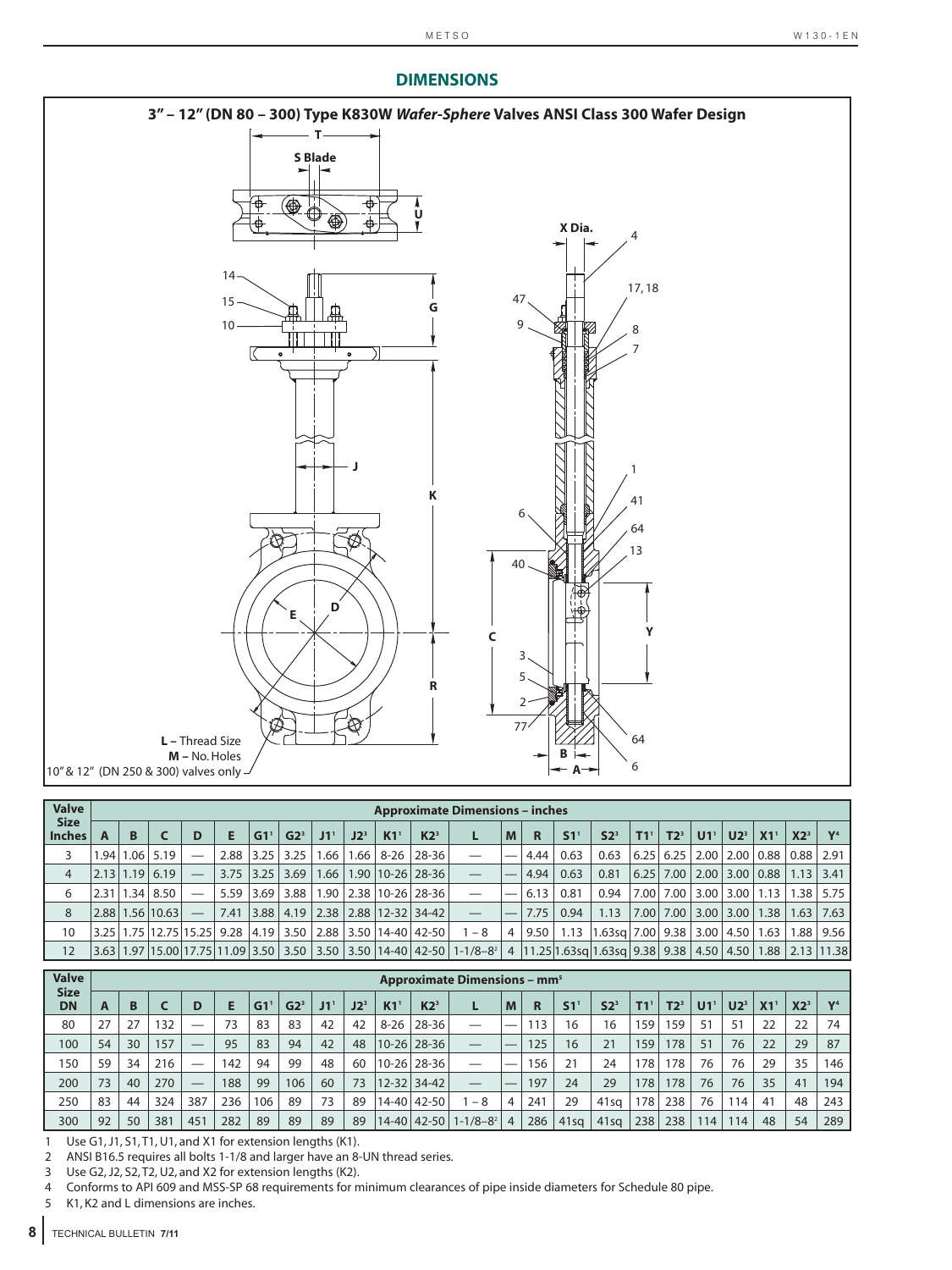## DIMENSIONS

### 3" – 12" (DN 80 – 300) Type K830W *Wafer-Sphere* Valves ANSI Class 300 Wafer Design

| Valve Size Inches | Approximate Dimensions – inches | | | | | | | | | | | | | | | | | | | | | | | |
|---|---|---|---|---|---|---|---|---|---|---|---|---|---|---|---|---|---|---|---|---|---|---|---|---|
| | A | B | C | D | E | G1[1] | G2[3] | J1[1] | J2[3] | K1[1] | K2[3] | L | M | R | S1[1] | S2[3] | T1[1] | T2[3] | U1[1] | U2[3] | X1[1] | X2[3] | Y[4] |
| 3 | 1.94 | 1.06 | 5.19 | — | 2.88 | 3.25 | 3.25 | 1.66 | 1.66 | 8-26 | 28-36 | — | — | 4.44 | 0.63 | 0.63 | 6.25 | 6.25 | 2.00 | 2.00 | 0.88 | 0.88 | 2.91 |
| 4 | 2.13 | 1.19 | 6.19 | — | 3.75 | 3.25 | 3.69 | 1.66 | 1.90 | 10-26 | 28-36 | — | — | 4.94 | 0.63 | 0.81 | 6.25 | 7.00 | 2.00 | 3.00 | 0.88 | 1.13 | 3.41 |
| 6 | 2.31 | 1.34 | 8.50 | — | 5.59 | 3.69 | 3.88 | 1.90 | 2.38 | 10-26 | 28-36 | — | — | 6.13 | 0.81 | 0.94 | 7.00 | 7.00 | 3.00 | 3.00 | 1.13 | 1.38 | 5.75 |
| 8 | 2.88 | 1.56 | 10.63 | — | 7.41 | 3.88 | 4.19 | 2.38 | 2.88 | 12-32 | 34-42 | — | — | 7.75 | 0.94 | 1.13 | 7.00 | 7.00 | 3.00 | 3.00 | 1.38 | 1.63 | 7.63 |
| 10 | 3.25 | 1.75 | 12.75 | 15.25 | 9.28 | 4.19 | 3.50 | 2.88 | 3.50 | 14-40 | 42-50 | 1 – 8 | 4 | 9.50 | 1.13 | 1.63sq | 7.00 | 9.38 | 3.00 | 4.50 | 1.63 | 1.88 | 9.56 |
| 12 | 3.63 | 1.97 | 15.00 | 17.75 | 11.09 | 3.50 | 3.50 | 3.50 | 3.50 | 14-40 | 42-50 | 1-1/8–8[2] | 4 | 11.25 | 1.63sq | 1.63sq | 9.38 | 9.38 | 4.50 | 4.50 | 1.88 | 2.13 | 11.38 |

| Valve Size DN | Approximate Dimensions – mm[5] | | | | | | | | | | | | | | | | | | | | | | |
|---|---|---|---|---|---|---|---|---|---|---|---|---|---|---|---|---|---|---|---|---|---|---|---|
| | A | B | C | D | E | G1[1] | G2[3] | J1[1] | J2[3] | K1[1] | K2[3] | L | M | R | S1[1] | S2[3] | T1[1] | T2[3] | U1[1] | U2[3] | X1[1] | X2[3] | Y[4] |
| 80 | 27 | 27 | 132 | — | 73 | 83 | 83 | 42 | 42 | 8-26 | 28-36 | — | — | 113 | 16 | 16 | 159 | 159 | 51 | 51 | 22 | 22 | 74 |
| 100 | 54 | 30 | 157 | — | 95 | 83 | 94 | 42 | 48 | 10-26 | 28-36 | — | — | 125 | 16 | 21 | 159 | 178 | 51 | 76 | 22 | 29 | 87 |
| 150 | 59 | 34 | 216 | — | 142 | 94 | 99 | 48 | 60 | 10-26 | 28-36 | — | — | 156 | 21 | 24 | 178 | 178 | 76 | 76 | 29 | 35 | 146 |
| 200 | 73 | 40 | 270 | — | 188 | 99 | 106 | 60 | 73 | 12-32 | 34-42 | — | — | 197 | 24 | 29 | 178 | 178 | 76 | 76 | 35 | 41 | 194 |
| 250 | 83 | 44 | 324 | 387 | 236 | 106 | 89 | 73 | 89 | 14-40 | 42-50 | 1 – 8 | 4 | 241 | 29 | 41sq | 178 | 238 | 76 | 114 | 41 | 48 | 243 |
| 300 | 92 | 50 | 381 | 451 | 282 | 89 | 89 | 89 | 89 | 14-40 | 42-50 | 1-1/8–8[2] | 4 | 286 | 41sq | 41sq | 238 | 238 | 114 | 114 | 48 | 54 | 289 |

1 Use G1, J1, S1, T1, U1, and X1 for extension lengths (K1).
2 ANSI B16.5 requires all bolts 1-1/8 and larger have an 8-UN thread series.
3 Use G2, J2, S2, T2, U2, and X2 for extension lengths (K2).
4 Conforms to API 609 and MSS-SP 68 requirements for minimum clearances of pipe inside diameters for Schedule 80 pipe.
5 K1, K2 and L dimensions are inches.

TECHNICAL BULLETIN 7/11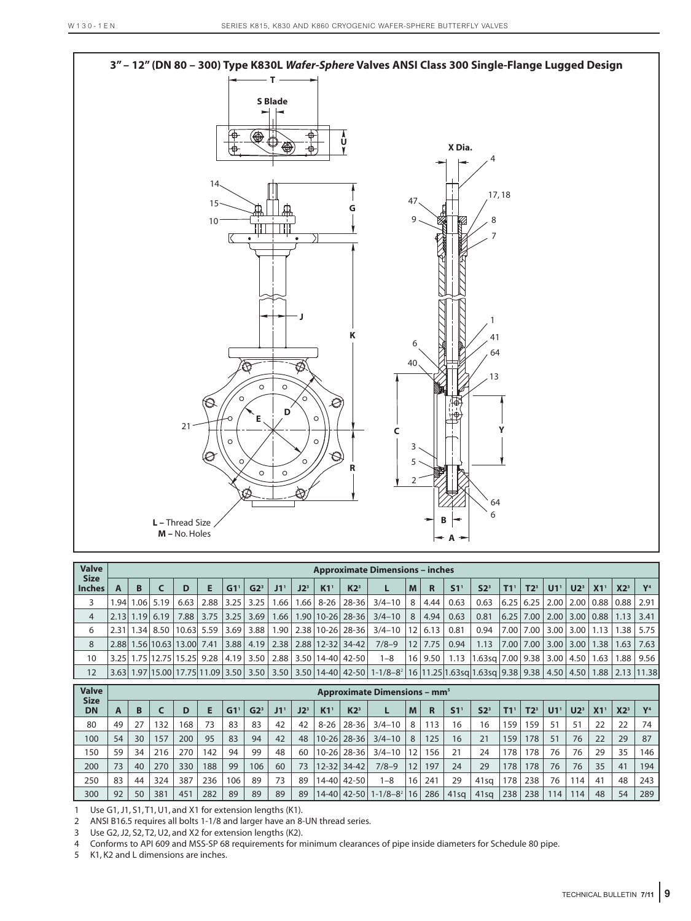## 3" – 12" (DN 80 – 300) Type K830L *Wafer-Sphere* Valves ANSI Class 300 Single-Flange Lugged Design

T

S Blade

U

X Dia.

G

J

K

C

Y

R

E

D

L – Thread Size
M – No. Holes

B

A

14, 15, 10, 21, 4, 17, 18, 47, 9, 8, 7, 1, 41, 64, 6, 40, 13, 3, 5, 2, 64, 6

| Valve Size Inches | A | B | C | D | E | G1[1] | G2[3] | J1[1] | J2[3] | K1[1] | K2[3] | L | M | R | S1[1] | S2[3] | T1[1] | T2[3] | U1[1] | U2[3] | X1[1] | X2[3] | Y[4] |
|---|---|---|---|---|---|---|---|---|---|---|---|---|---|---|---|---|---|---|---|---|---|---|---|
| | **Approximate Dimensions – inches** | | | | | | | | | | | | | | | | | | | | | | |
| 3 | 1.94 | 1.06 | 5.19 | 6.63 | 2.88 | 3.25 | 3.25 | 1.66 | 1.66 | 8-26 | 28-36 | 3/4–10 | 8 | 4.44 | 0.63 | 0.63 | 6.25 | 6.25 | 2.00 | 2.00 | 0.88 | 0.88 | 2.91 |
| 4 | 2.13 | 1.19 | 6.19 | 7.88 | 3.75 | 3.25 | 3.69 | 1.66 | 1.90 | 10-26 | 28-36 | 3/4–10 | 8 | 4.94 | 0.63 | 0.81 | 6.25 | 7.00 | 2.00 | 3.00 | 0.88 | 1.13 | 3.41 |
| 6 | 2.31 | 1.34 | 8.50 | 10.63 | 5.59 | 3.69 | 3.88 | 1.90 | 2.38 | 10-26 | 28-36 | 3/4–10 | 12 | 6.13 | 0.81 | 0.94 | 7.00 | 7.00 | 3.00 | 3.00 | 1.13 | 1.38 | 5.75 |
| 8 | 2.88 | 1.56 | 10.63 | 13.00 | 7.41 | 3.88 | 4.19 | 2.38 | 2.88 | 12-32 | 34-42 | 7/8–9 | 12 | 7.75 | 0.94 | 1.13 | 7.00 | 7.00 | 3.00 | 3.00 | 1.38 | 1.63 | 7.63 |
| 10 | 3.25 | 1.75 | 12.75 | 15.25 | 9.28 | 4.19 | 3.50 | 2.88 | 3.50 | 14-40 | 42-50 | 1–8 | 16 | 9.50 | 1.13 | 1.63sq | 7.00 | 9.38 | 3.00 | 4.50 | 1.63 | 1.88 | 9.56 |
| 12 | 3.63 | 1.97 | 15.00 | 17.75 | 11.09 | 3.50 | 3.50 | 3.50 | 3.50 | 14-40 | 42-50 | 1-1/8–8[2] | 16 | 11.25 | 1.63sq | 1.63sq | 9.38 | 9.38 | 4.50 | 4.50 | 1.88 | 2.13 | 11.38 |

| Valve Size DN | A | B | C | D | E | G1[1] | G2[3] | J1[1] | J2[3] | K1[1] | K2[3] | L | M | R | S1[1] | S2[3] | T1[1] | T2[3] | U1[1] | U2[3] | X1[1] | X2[3] | Y[4] |
|---|---|---|---|---|---|---|---|---|---|---|---|---|---|---|---|---|---|---|---|---|---|---|---|
| | **Approximate Dimensions – mm[5]** | | | | | | | | | | | | | | | | | | | | | | |
| 80 | 49 | 27 | 132 | 168 | 73 | 83 | 83 | 42 | 42 | 8-26 | 28-36 | 3/4–10 | 8 | 113 | 16 | 16 | 159 | 159 | 51 | 51 | 22 | 22 | 74 |
| 100 | 54 | 30 | 157 | 200 | 95 | 83 | 94 | 42 | 48 | 10-26 | 28-36 | 3/4–10 | 8 | 125 | 16 | 21 | 159 | 178 | 51 | 76 | 22 | 29 | 87 |
| 150 | 59 | 34 | 216 | 270 | 142 | 94 | 99 | 48 | 60 | 10-26 | 28-36 | 3/4–10 | 12 | 156 | 21 | 24 | 178 | 178 | 76 | 76 | 29 | 35 | 146 |
| 200 | 73 | 40 | 270 | 330 | 188 | 99 | 106 | 60 | 73 | 12-32 | 34-42 | 7/8–9 | 12 | 197 | 24 | 29 | 178 | 178 | 76 | 76 | 35 | 41 | 194 |
| 250 | 83 | 44 | 324 | 387 | 236 | 106 | 89 | 73 | 89 | 14-40 | 42-50 | 1–8 | 16 | 241 | 29 | 41sq | 178 | 238 | 76 | 114 | 41 | 48 | 243 |
| 300 | 92 | 50 | 381 | 451 | 282 | 89 | 89 | 89 | 89 | 14-40 | 42-50 | 1-1/8–8[2] | 16 | 286 | 41sq | 41sq | 238 | 238 | 114 | 114 | 48 | 54 | 289 |

1 Use G1, J1, S1, T1, U1, and X1 for extension lengths (K1).
2 ANSI B16.5 requires all bolts 1-1/8 and larger have an 8-UN thread series.
3 Use G2, J2, S2, T2, U2, and X2 for extension lengths (K2).
4 Conforms to API 609 and MSS-SP 68 requirements for minimum clearances of pipe inside diameters for Schedule 80 pipe.
5 K1, K2 and L dimensions are inches.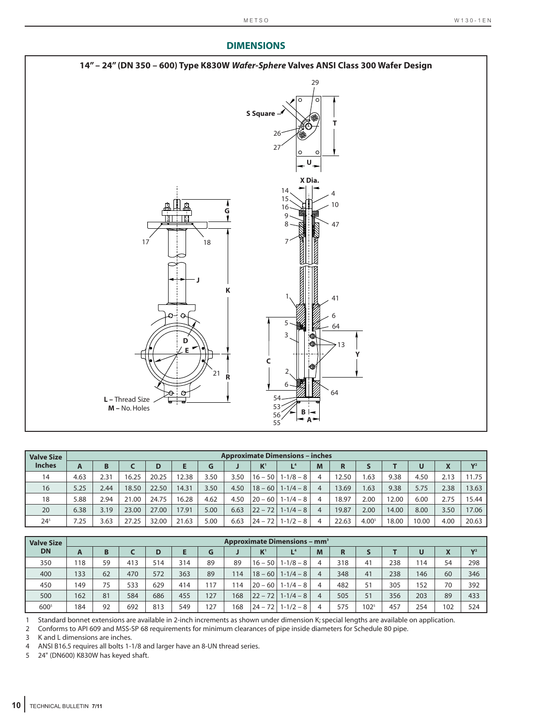## DIMENSIONS

### 14" – 24" (DN 350 – 600) Type K830W *Wafer-Sphere* Valves ANSI Class 300 Wafer Design

| Valve Size Inches | Approximate Dimensions – inches | | | | | | | | | | | | | | | |
|---|---|---|---|---|---|---|---|---|---|---|---|---|---|---|---|---|
| | A | B | C | D | E | G | J | K[1] | L[4] | M | R | S | T | U | X | Y[2] |
| 14 | 4.63 | 2.31 | 16.25 | 20.25 | 12.38 | 3.50 | 3.50 | 16 – 50 | 1-1/8 – 8 | 4 | 12.50 | 1.63 | 9.38 | 4.50 | 2.13 | 11.75 |
| 16 | 5.25 | 2.44 | 18.50 | 22.50 | 14.31 | 3.50 | 4.50 | 18 – 60 | 1-1/4 – 8 | 4 | 13.69 | 1.63 | 9.38 | 5.75 | 2.38 | 13.63 |
| 18 | 5.88 | 2.94 | 21.00 | 24.75 | 16.28 | 4.62 | 4.50 | 20 – 60 | 1-1/4 – 8 | 4 | 18.97 | 2.00 | 12.00 | 6.00 | 2.75 | 15.44 |
| 20 | 6.38 | 3.19 | 23.00 | 27.00 | 17.91 | 5.00 | 6.63 | 22 – 72 | 1-1/4 – 8 | 4 | 19.87 | 2.00 | 14.00 | 8.00 | 3.50 | 17.06 |
| 24[5] | 7.25 | 3.63 | 27.25 | 32.00 | 21.63 | 5.00 | 6.63 | 24 – 72 | 1-1/2 – 8 | 4 | 22.63 | 4.00[5] | 18.00 | 10.00 | 4.00 | 20.63 |

| Valve Size DN | Approximate Dimensions – mm[3] | | | | | | | | | | | | | | | |
|---|---|---|---|---|---|---|---|---|---|---|---|---|---|---|---|---|
| | A | B | C | D | E | G | J | K[1] | L[4] | M | R | S | T | U | X | Y[2] |
| 350 | 118 | 59 | 413 | 514 | 314 | 89 | 89 | 16 – 50 | 1-1/8 – 8 | 4 | 318 | 41 | 238 | 114 | 54 | 298 |
| 400 | 133 | 62 | 470 | 572 | 363 | 89 | 114 | 18 – 60 | 1-1/4 – 8 | 4 | 348 | 41 | 238 | 146 | 60 | 346 |
| 450 | 149 | 75 | 533 | 629 | 414 | 117 | 114 | 20 – 60 | 1-1/4 – 8 | 4 | 482 | 51 | 305 | 152 | 70 | 392 |
| 500 | 162 | 81 | 584 | 686 | 455 | 127 | 168 | 22 – 72 | 1-1/4 – 8 | 4 | 505 | 51 | 356 | 203 | 89 | 433 |
| 600[5] | 184 | 92 | 692 | 813 | 549 | 127 | 168 | 24 – 72 | 1-1/2 – 8 | 4 | 575 | 102[5] | 457 | 254 | 102 | 524 |

1 Standard bonnet extensions are available in 2-inch increments as shown under dimension K; special lengths are available on application.
2 Conforms to API 609 and MSS-SP 68 requirements for minimum clearances of pipe inside diameters for Schedule 80 pipe.
3 K and L dimensions are inches.
4 ANSI B16.5 requires all bolts 1-1/8 and larger have an 8-UN thread series.
5 24" (DN600) K830W has keyed shaft.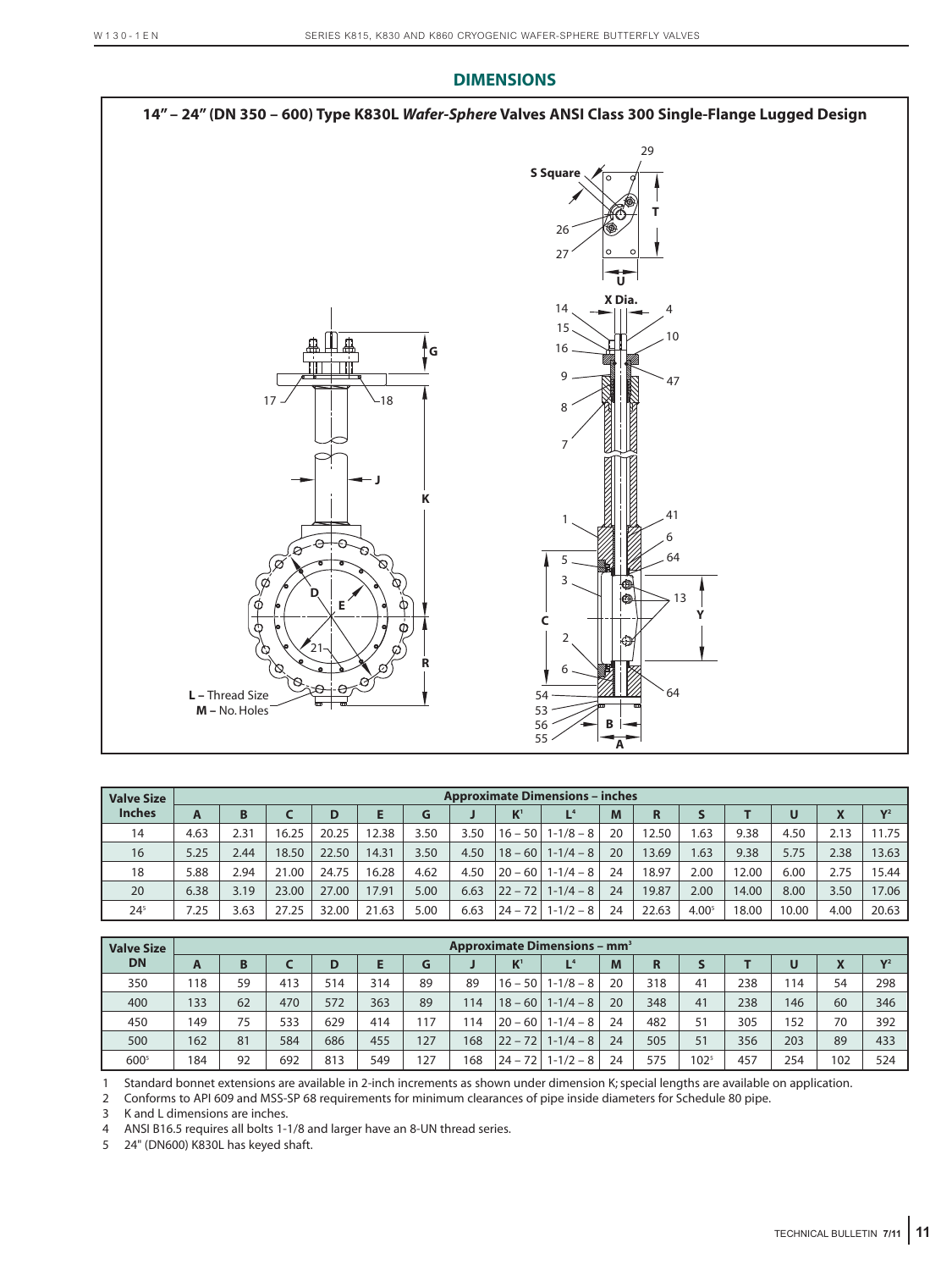## DIMENSIONS

### 14" – 24" (DN 350 – 600) Type K830L *Wafer-Sphere* Valves ANSI Class 300 Single-Flange Lugged Design

29

S Square

T

26

27

U

X Dia.

14

4

15

10

16

9

47

8

7

G

17

18

J

K

1

41

6

5

64

3

13

Y

C

2

D

E

21

R

6

L – Thread Size

M – No. Holes

54

64

53

56

B

55

A

| Valve Size Inches | Approximate Dimensions – inches | | | | | | | | | | | | | | | |
|---|---|---|---|---|---|---|---|---|---|---|---|---|---|---|---|---|
| | A | B | C | D | E | G | J | K[1] | L[4] | M | R | S | T | U | X | Y[2] |
| 14 | 4.63 | 2.31 | 16.25 | 20.25 | 12.38 | 3.50 | 3.50 | 16 – 50 | 1-1/8 – 8 | 20 | 12.50 | 1.63 | 9.38 | 4.50 | 2.13 | 11.75 |
| 16 | 5.25 | 2.44 | 18.50 | 22.50 | 14.31 | 3.50 | 4.50 | 18 – 60 | 1-1/4 – 8 | 20 | 13.69 | 1.63 | 9.38 | 5.75 | 2.38 | 13.63 |
| 18 | 5.88 | 2.94 | 21.00 | 24.75 | 16.28 | 4.62 | 4.50 | 20 – 60 | 1-1/4 – 8 | 24 | 18.97 | 2.00 | 12.00 | 6.00 | 2.75 | 15.44 |
| 20 | 6.38 | 3.19 | 23.00 | 27.00 | 17.91 | 5.00 | 6.63 | 22 – 72 | 1-1/4 – 8 | 24 | 19.87 | 2.00 | 14.00 | 8.00 | 3.50 | 17.06 |
| 24[5] | 7.25 | 3.63 | 27.25 | 32.00 | 21.63 | 5.00 | 6.63 | 24 – 72 | 1-1/2 – 8 | 24 | 22.63 | 4.00[5] | 18.00 | 10.00 | 4.00 | 20.63 |

| Valve Size DN | Approximate Dimensions – mm[3] | | | | | | | | | | | | | | | |
|---|---|---|---|---|---|---|---|---|---|---|---|---|---|---|---|---|
| | A | B | C | D | E | G | J | K[1] | L[4] | M | R | S | T | U | X | Y[2] |
| 350 | 118 | 59 | 413 | 514 | 314 | 89 | 89 | 16 – 50 | 1-1/8 – 8 | 20 | 318 | 41 | 238 | 114 | 54 | 298 |
| 400 | 133 | 62 | 470 | 572 | 363 | 89 | 114 | 18 – 60 | 1-1/4 – 8 | 20 | 348 | 41 | 238 | 146 | 60 | 346 |
| 450 | 149 | 75 | 533 | 629 | 414 | 117 | 114 | 20 – 60 | 1-1/4 – 8 | 24 | 482 | 51 | 305 | 152 | 70 | 392 |
| 500 | 162 | 81 | 584 | 686 | 455 | 127 | 168 | 22 – 72 | 1-1/4 – 8 | 24 | 505 | 51 | 356 | 203 | 89 | 433 |
| 600[5] | 184 | 92 | 692 | 813 | 549 | 127 | 168 | 24 – 72 | 1-1/2 – 8 | 24 | 575 | 102[5] | 457 | 254 | 102 | 524 |

1 Standard bonnet extensions are available in 2-inch increments as shown under dimension K; special lengths are available on application.
2 Conforms to API 609 and MSS-SP 68 requirements for minimum clearances of pipe inside diameters for Schedule 80 pipe.
3 K and L dimensions are inches.
4 ANSI B16.5 requires all bolts 1-1/8 and larger have an 8-UN thread series.
5 24" (DN600) K830L has keyed shaft.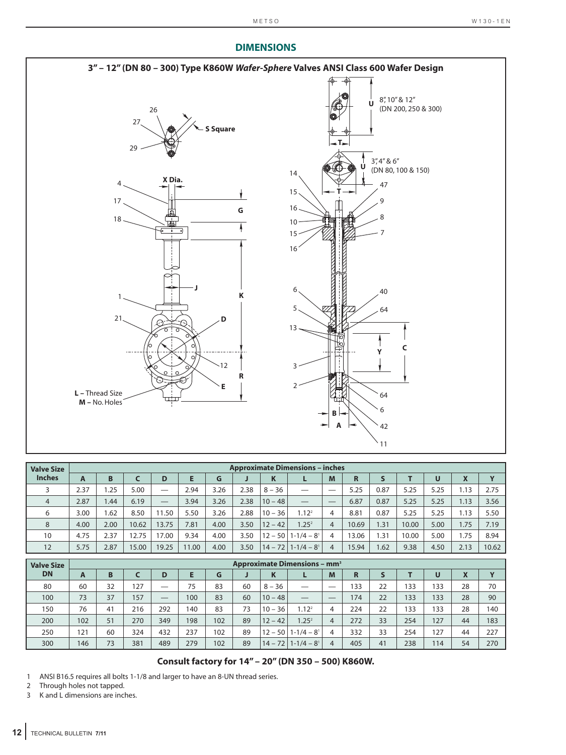## DIMENSIONS

### 3" – 12" (DN 80 – 300) Type K860W *Wafer-Sphere* Valves ANSI Class 600 Wafer Design

| Valve Size Inches | Approximate Dimensions – inches | | | | | | | | | | | | | | | |
|---|---|---|---|---|---|---|---|---|---|---|---|---|---|---|---|---|
| | A | B | C | D | E | G | J | K | L | M | R | S | T | U | X | Y |
| 3 | 2.37 | 1.25 | 5.00 | — | 2.94 | 3.26 | 2.38 | 8 – 36 | — | — | 5.25 | 0.87 | 5.25 | 5.25 | 1.13 | 2.75 |
| 4 | 2.87 | 1.44 | 6.19 | — | 3.94 | 3.26 | 2.38 | 10 – 48 | — | — | 6.87 | 0.87 | 5.25 | 5.25 | 1.13 | 3.56 |
| 6 | 3.00 | 1.62 | 8.50 | 11.50 | 5.50 | 3.26 | 2.88 | 10 – 36 | 1.12[2] | 4 | 8.81 | 0.87 | 5.25 | 5.25 | 1.13 | 5.50 |
| 8 | 4.00 | 2.00 | 10.62 | 13.75 | 7.81 | 4.00 | 3.50 | 12 – 42 | 1.25[2] | 4 | 10.69 | 1.31 | 10.00 | 5.00 | 1.75 | 7.19 |
| 10 | 4.75 | 2.37 | 12.75 | 17.00 | 9.34 | 4.00 | 3.50 | 12 – 50 | 1-1/4 – 8[1] | 4 | 13.06 | 1.31 | 10.00 | 5.00 | 1.75 | 8.94 |
| 12 | 5.75 | 2.87 | 15.00 | 19.25 | 11.00 | 4.00 | 3.50 | 14 – 72 | 1-1/4 – 8[1] | 4 | 15.94 | 1.62 | 9.38 | 4.50 | 2.13 | 10.62 |

| Valve Size DN | Approximate Dimensions – mm[3] | | | | | | | | | | | | | | | |
|---|---|---|---|---|---|---|---|---|---|---|---|---|---|---|---|---|
| | A | B | C | D | E | G | J | K | L | M | R | S | T | U | X | Y |
| 80 | 60 | 32 | 127 | — | 75 | 83 | 60 | 8 – 36 | — | — | 133 | 22 | 133 | 133 | 28 | 70 |
| 100 | 73 | 37 | 157 | — | 100 | 83 | 60 | 10 – 48 | — | — | 174 | 22 | 133 | 133 | 28 | 90 |
| 150 | 76 | 41 | 216 | 292 | 140 | 83 | 73 | 10 – 36 | 1.12[2] | 4 | 224 | 22 | 133 | 133 | 28 | 140 |
| 200 | 102 | 51 | 270 | 349 | 198 | 102 | 89 | 12 – 42 | 1.25[2] | 4 | 272 | 33 | 254 | 127 | 44 | 183 |
| 250 | 121 | 60 | 324 | 432 | 237 | 102 | 89 | 12 – 50 | 1-1/4 – 8[1] | 4 | 332 | 33 | 254 | 127 | 44 | 227 |
| 300 | 146 | 73 | 381 | 489 | 279 | 102 | 89 | 14 – 72 | 1-1/4 – 8[1] | 4 | 405 | 41 | 238 | 114 | 54 | 270 |

**Consult factory for 14" – 20" (DN 350 – 500) K860W.**

1 ANSI B16.5 requires all bolts 1-1/8 and larger to have an 8-UN thread series.
2 Through holes not tapped.
3 K and L dimensions are inches.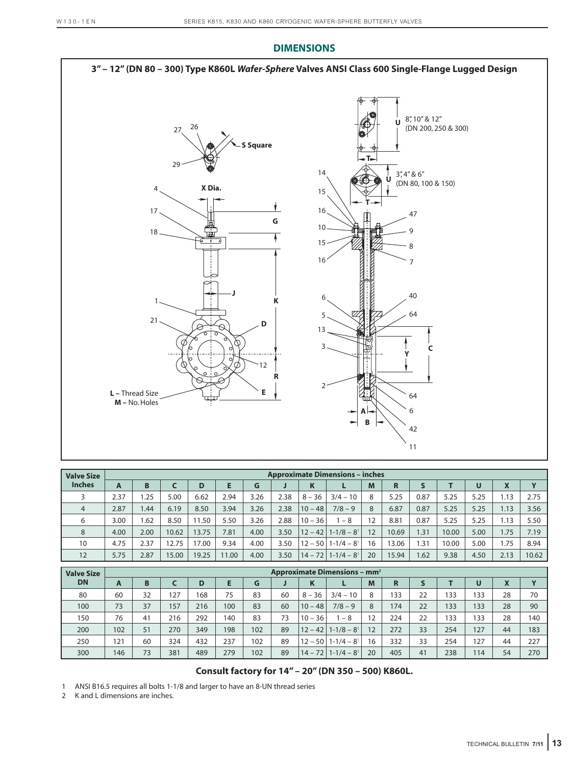## DIMENSIONS

### 3" – 12" (DN 80 – 300) Type K860L *Wafer-Sphere* Valves ANSI Class 600 Single-Flange Lugged Design

| Valve Size Inches | Approximate Dimensions – inches | | | | | | | | | | | | | | | |
|---|---|---|---|---|---|---|---|---|---|---|---|---|---|---|---|---|
| | A | B | C | D | E | G | J | K | L | M | R | S | T | U | X | Y |
| 3 | 2.37 | 1.25 | 5.00 | 6.62 | 2.94 | 3.26 | 2.38 | 8 – 36 | 3/4 – 10 | 8 | 5.25 | 0.87 | 5.25 | 5.25 | 1.13 | 2.75 |
| 4 | 2.87 | 1.44 | 6.19 | 8.50 | 3.94 | 3.26 | 2.38 | 10 – 48 | 7/8 – 9 | 8 | 6.87 | 0.87 | 5.25 | 5.25 | 1.13 | 3.56 |
| 6 | 3.00 | 1.62 | 8.50 | 11.50 | 5.50 | 3.26 | 2.88 | 10 – 36 | 1 – 8 | 12 | 8.81 | 0.87 | 5.25 | 5.25 | 1.13 | 5.50 |
| 8 | 4.00 | 2.00 | 10.62 | 13.75 | 7.81 | 4.00 | 3.50 | 12 – 42 | 1-1/8 – 8[1] | 12 | 10.69 | 1.31 | 10.00 | 5.00 | 1.75 | 7.19 |
| 10 | 4.75 | 2.37 | 12.75 | 17.00 | 9.34 | 4.00 | 3.50 | 12 – 50 | 1-1/4 – 8[1] | 16 | 13.06 | 1.31 | 10.00 | 5.00 | 1.75 | 8.94 |
| 12 | 5.75 | 2.87 | 15.00 | 19.25 | 11.00 | 4.00 | 3.50 | 14 – 72 | 1-1/4 – 8[1] | 20 | 15.94 | 1.62 | 9.38 | 4.50 | 2.13 | 10.62 |

| Valve Size DN | Approximate Dimensions – mm[2] | | | | | | | | | | | | | | | |
|---|---|---|---|---|---|---|---|---|---|---|---|---|---|---|---|---|
| | A | B | C | D | E | G | J | K | L | M | R | S | T | U | X | Y |
| 80 | 60 | 32 | 127 | 168 | 75 | 83 | 60 | 8 – 36 | 3/4 – 10 | 8 | 133 | 22 | 133 | 133 | 28 | 70 |
| 100 | 73 | 37 | 157 | 216 | 100 | 83 | 60 | 10 – 48 | 7/8 – 9 | 8 | 174 | 22 | 133 | 133 | 28 | 90 |
| 150 | 76 | 41 | 216 | 292 | 140 | 83 | 73 | 10 – 36 | 1 – 8 | 12 | 224 | 22 | 133 | 133 | 28 | 140 |
| 200 | 102 | 51 | 270 | 349 | 198 | 102 | 89 | 12 – 42 | 1-1/8 – 8[1] | 12 | 272 | 33 | 254 | 127 | 44 | 183 |
| 250 | 121 | 60 | 324 | 432 | 237 | 102 | 89 | 12 – 50 | 1-1/4 – 8[1] | 16 | 332 | 33 | 254 | 127 | 44 | 227 |
| 300 | 146 | 73 | 381 | 489 | 279 | 102 | 89 | 14 – 72 | 1-1/4 – 8[1] | 20 | 405 | 41 | 238 | 114 | 54 | 270 |

**Consult factory for 14" – 20" (DN 350 – 500) K860L.**

1 ANSI B16.5 requires all bolts 1-1/8 and larger to have an 8-UN thread series
2 K and L dimensions are inches.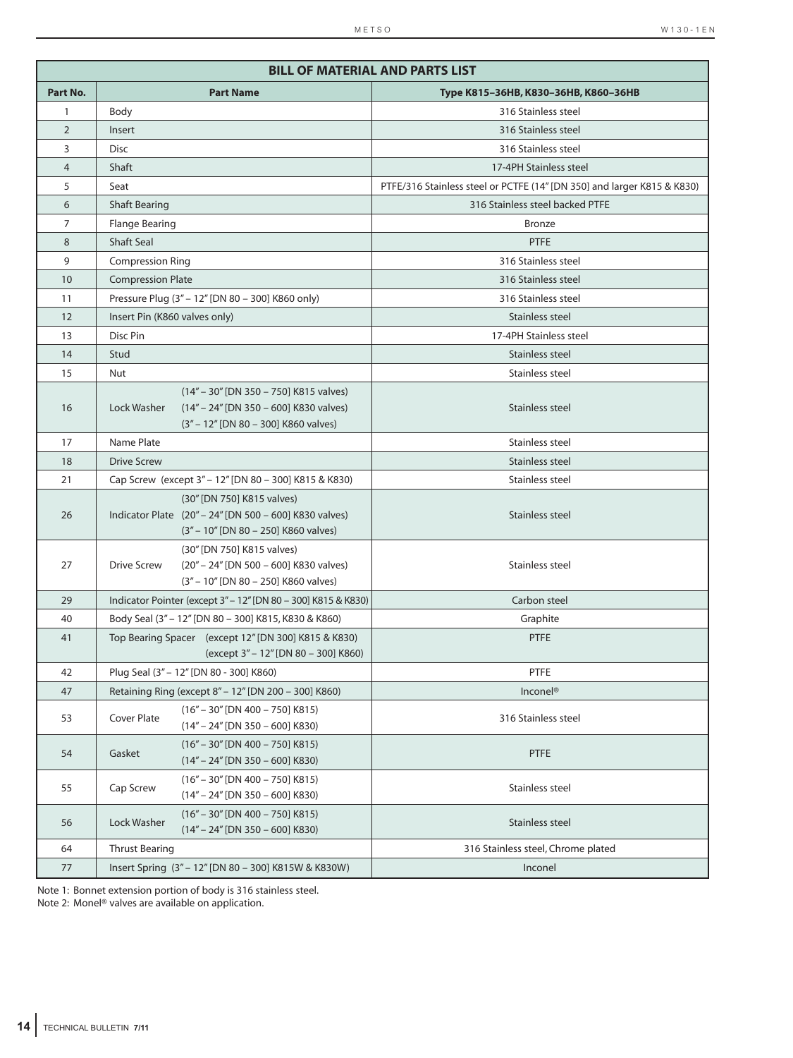| BILL OF MATERIAL AND PARTS LIST | | |
|---|---|---|
| **Part No.** | **Part Name** | **Type K815–36HB, K830–36HB, K860–36HB** |
| 1 | Body | 316 Stainless steel |
| 2 | Insert | 316 Stainless steel |
| 3 | Disc | 316 Stainless steel |
| 4 | Shaft | 17-4PH Stainless steel |
| 5 | Seat | PTFE/316 Stainless steel or PCTFE (14" [DN 350] and larger K815 & K830) |
| 6 | Shaft Bearing | 316 Stainless steel backed PTFE |
| 7 | Flange Bearing | Bronze |
| 8 | Shaft Seal | PTFE |
| 9 | Compression Ring | 316 Stainless steel |
| 10 | Compression Plate | 316 Stainless steel |
| 11 | Pressure Plug (3" – 12" [DN 80 – 300] K860 only) | 316 Stainless steel |
| 12 | Insert Pin (K860 valves only) | Stainless steel |
| 13 | Disc Pin | 17-4PH Stainless steel |
| 14 | Stud | Stainless steel |
| 15 | Nut | Stainless steel |
| 16 | Lock Washer (14" – 30" [DN 350 – 750] K815 valves) (14" – 24" [DN 350 – 600] K830 valves) (3" – 12" [DN 80 – 300] K860 valves) | Stainless steel |
| 17 | Name Plate | Stainless steel |
| 18 | Drive Screw | Stainless steel |
| 21 | Cap Screw (except 3" – 12" [DN 80 – 300] K815 & K830) | Stainless steel |
| 26 | Indicator Plate (30" [DN 750] K815 valves) (20" – 24" [DN 500 – 600] K830 valves) (3" – 10" [DN 80 – 250] K860 valves) | Stainless steel |
| 27 | Drive Screw (30" [DN 750] K815 valves) (20" – 24" [DN 500 – 600] K830 valves) (3" – 10" [DN 80 – 250] K860 valves) | Stainless steel |
| 29 | Indicator Pointer (except 3" – 12" [DN 80 – 300] K815 & K830) | Carbon steel |
| 40 | Body Seal (3" – 12" [DN 80 – 300] K815, K830 & K860) | Graphite |
| 41 | Top Bearing Spacer (except 12" [DN 300] K815 & K830) (except 3" – 12" [DN 80 – 300] K860) | PTFE |
| 42 | Plug Seal (3" – 12" [DN 80 - 300] K860) | PTFE |
| 47 | Retaining Ring (except 8" – 12" [DN 200 – 300] K860) | Inconel® |
| 53 | Cover Plate (16" – 30" [DN 400 – 750] K815) (14" – 24" [DN 350 – 600] K830) | 316 Stainless steel |
| 54 | Gasket (16" – 30" [DN 400 – 750] K815) (14" – 24" [DN 350 – 600] K830) | PTFE |
| 55 | Cap Screw (16" – 30" [DN 400 – 750] K815) (14" – 24" [DN 350 – 600] K830) | Stainless steel |
| 56 | Lock Washer (16" – 30" [DN 400 – 750] K815) (14" – 24" [DN 350 – 600] K830) | Stainless steel |
| 64 | Thrust Bearing | 316 Stainless steel, Chrome plated |
| 77 | Insert Spring (3" – 12" [DN 80 – 300] K815W & K830W) | Inconel |

Note 1: Bonnet extension portion of body is 316 stainless steel.
Note 2: Monel® valves are available on application.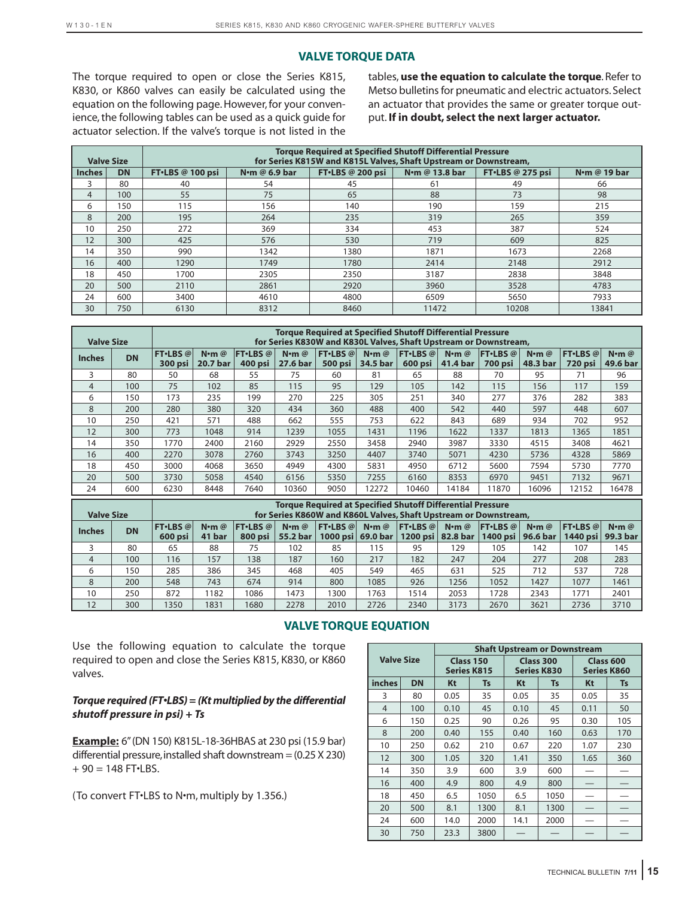## VALVE TORQUE DATA

The torque required to open or close the Series K815, K830, or K860 valves can easily be calculated using the equation on the following page. However, for your convenience, the following tables can be used as a quick guide for actuator selection. If the valve's torque is not listed in the tables, **use the equation to calculate the torque**. Refer to Metso bulletins for pneumatic and electric actuators. Select an actuator that provides the same or greater torque output. **If in doubt, select the next larger actuator.**

| Valve Size | | Torque Required at Specified Shutoff Differential Pressure for Series K815W and K815L Valves, Shaft Upstream or Downstream, | | | | | |
|---|---|---|---|---|---|---|---|
| Inches | DN | FT•LBS @ 100 psi | N•m @ 6.9 bar | FT•LBS @ 200 psi | N•m @ 13.8 bar | FT•LBS @ 275 psi | N•m @ 19 bar |
| 3 | 80 | 40 | 54 | 45 | 61 | 49 | 66 |
| 4 | 100 | 55 | 75 | 65 | 88 | 73 | 98 |
| 6 | 150 | 115 | 156 | 140 | 190 | 159 | 215 |
| 8 | 200 | 195 | 264 | 235 | 319 | 265 | 359 |
| 10 | 250 | 272 | 369 | 334 | 453 | 387 | 524 |
| 12 | 300 | 425 | 576 | 530 | 719 | 609 | 825 |
| 14 | 350 | 990 | 1342 | 1380 | 1871 | 1673 | 2268 |
| 16 | 400 | 1290 | 1749 | 1780 | 2414 | 2148 | 2912 |
| 18 | 450 | 1700 | 2305 | 2350 | 3187 | 2838 | 3848 |
| 20 | 500 | 2110 | 2861 | 2920 | 3960 | 3528 | 4783 |
| 24 | 600 | 3400 | 4610 | 4800 | 6509 | 5650 | 7933 |
| 30 | 750 | 6130 | 8312 | 8460 | 11472 | 10208 | 13841 |

| Valve Size | | Torque Required at Specified Shutoff Differential Pressure for Series K830W and K830L Valves, Shaft Upstream or Downstream, | | | | | | | | | | | |
|---|---|---|---|---|---|---|---|---|---|---|---|---|---|
| Inches | DN | FT•LBS @ 300 psi | N•m @ 20.7 bar | FT•LBS @ 400 psi | N•m @ 27.6 bar | FT•LBS @ 500 psi | N•m @ 34.5 bar | FT•LBS @ 600 psi | N•m @ 41.4 bar | FT•LBS @ 700 psi | N•m @ 48.3 bar | FT•LBS @ 720 psi | N•m @ 49.6 bar |
| 3 | 80 | 50 | 68 | 55 | 75 | 60 | 81 | 65 | 88 | 70 | 95 | 71 | 96 |
| 4 | 100 | 75 | 102 | 85 | 115 | 95 | 129 | 105 | 142 | 115 | 156 | 117 | 159 |
| 6 | 150 | 173 | 235 | 199 | 270 | 225 | 305 | 251 | 340 | 277 | 376 | 282 | 383 |
| 8 | 200 | 280 | 380 | 320 | 434 | 360 | 488 | 400 | 542 | 440 | 597 | 448 | 607 |
| 10 | 250 | 421 | 571 | 488 | 662 | 555 | 753 | 622 | 843 | 689 | 934 | 702 | 952 |
| 12 | 300 | 773 | 1048 | 914 | 1239 | 1055 | 1431 | 1196 | 1622 | 1337 | 1813 | 1365 | 1851 |
| 14 | 350 | 1770 | 2400 | 2160 | 2929 | 2550 | 3458 | 2940 | 3987 | 3330 | 4515 | 3408 | 4621 |
| 16 | 400 | 2270 | 3078 | 2760 | 3743 | 3250 | 4407 | 3740 | 5071 | 4230 | 5736 | 4328 | 5869 |
| 18 | 450 | 3000 | 4068 | 3650 | 4949 | 4300 | 5831 | 4950 | 6712 | 5600 | 7594 | 5730 | 7770 |
| 20 | 500 | 3730 | 5058 | 4540 | 6156 | 5350 | 7255 | 6160 | 8353 | 6970 | 9451 | 7132 | 9671 |
| 24 | 600 | 6230 | 8448 | 7640 | 10360 | 9050 | 12272 | 10460 | 14184 | 11870 | 16096 | 12152 | 16478 |

| Valve Size | | Torque Required at Specified Shutoff Differential Pressure for Series K860W and K860L Valves, Shaft Upstream or Downstream, | | | | | | | | | | | |
|---|---|---|---|---|---|---|---|---|---|---|---|---|---|
| Inches | DN | FT•LBS @ 600 psi | N•m @ 41 bar | FT•LBS @ 800 psi | N•m @ 55.2 bar | FT•LBS @ 1000 psi | N•m @ 69.0 bar | FT•LBS @ 1200 psi | N•m @ 82.8 bar | FT•LBS @ 1400 psi | N•m @ 96.6 bar | FT•LBS @ 1440 psi | N•m @ 99.3 bar |
| 3 | 80 | 65 | 88 | 75 | 102 | 85 | 115 | 95 | 129 | 105 | 142 | 107 | 145 |
| 4 | 100 | 116 | 157 | 138 | 187 | 160 | 217 | 182 | 247 | 204 | 277 | 208 | 283 |
| 6 | 150 | 285 | 386 | 345 | 468 | 405 | 549 | 465 | 631 | 525 | 712 | 537 | 728 |
| 8 | 200 | 548 | 743 | 674 | 914 | 800 | 1085 | 926 | 1256 | 1052 | 1427 | 1077 | 1461 |
| 10 | 250 | 872 | 1182 | 1086 | 1473 | 1300 | 1763 | 1514 | 2053 | 1728 | 2343 | 1771 | 2401 |
| 12 | 300 | 1350 | 1831 | 1680 | 2278 | 2010 | 2726 | 2340 | 3173 | 2670 | 3621 | 2736 | 3710 |

## VALVE TORQUE EQUATION

Use the following equation to calculate the torque required to open and close the Series K815, K830, or K860 valves.

***Torque required (FT•LBS) = (Kt multiplied by the differential shutoff pressure in psi) + Ts***

**Example:** 6" (DN 150) K815L-18-36HBAS at 230 psi (15.9 bar) differential pressure, installed shaft downstream = (0.25 X 230) + 90 = 148 FT•LBS.

(To convert FT•LBS to N•m, multiply by 1.356.)

| Valve Size | | Shaft Upstream or Downstream | | | | | |
|---|---|---|---|---|---|---|---|
| | | Class 150 Series K815 | | Class 300 Series K830 | | Class 600 Series K860 | |
| inches | DN | Kt | Ts | Kt | Ts | Kt | Ts |
| 3 | 80 | 0.05 | 35 | 0.05 | 35 | 0.05 | 35 |
| 4 | 100 | 0.10 | 45 | 0.10 | 45 | 0.11 | 50 |
| 6 | 150 | 0.25 | 90 | 0.26 | 95 | 0.30 | 105 |
| 8 | 200 | 0.40 | 155 | 0.40 | 160 | 0.63 | 170 |
| 10 | 250 | 0.62 | 210 | 0.67 | 220 | 1.07 | 230 |
| 12 | 300 | 1.05 | 320 | 1.41 | 350 | 1.65 | 360 |
| 14 | 350 | 3.9 | 600 | 3.9 | 600 | — | — |
| 16 | 400 | 4.9 | 800 | 4.9 | 800 | — | — |
| 18 | 450 | 6.5 | 1050 | 6.5 | 1050 | — | — |
| 20 | 500 | 8.1 | 1300 | 8.1 | 1300 | — | — |
| 24 | 600 | 14.0 | 2000 | 14.1 | 2000 | — | — |
| 30 | 750 | 23.3 | 3800 | — | — | — | — |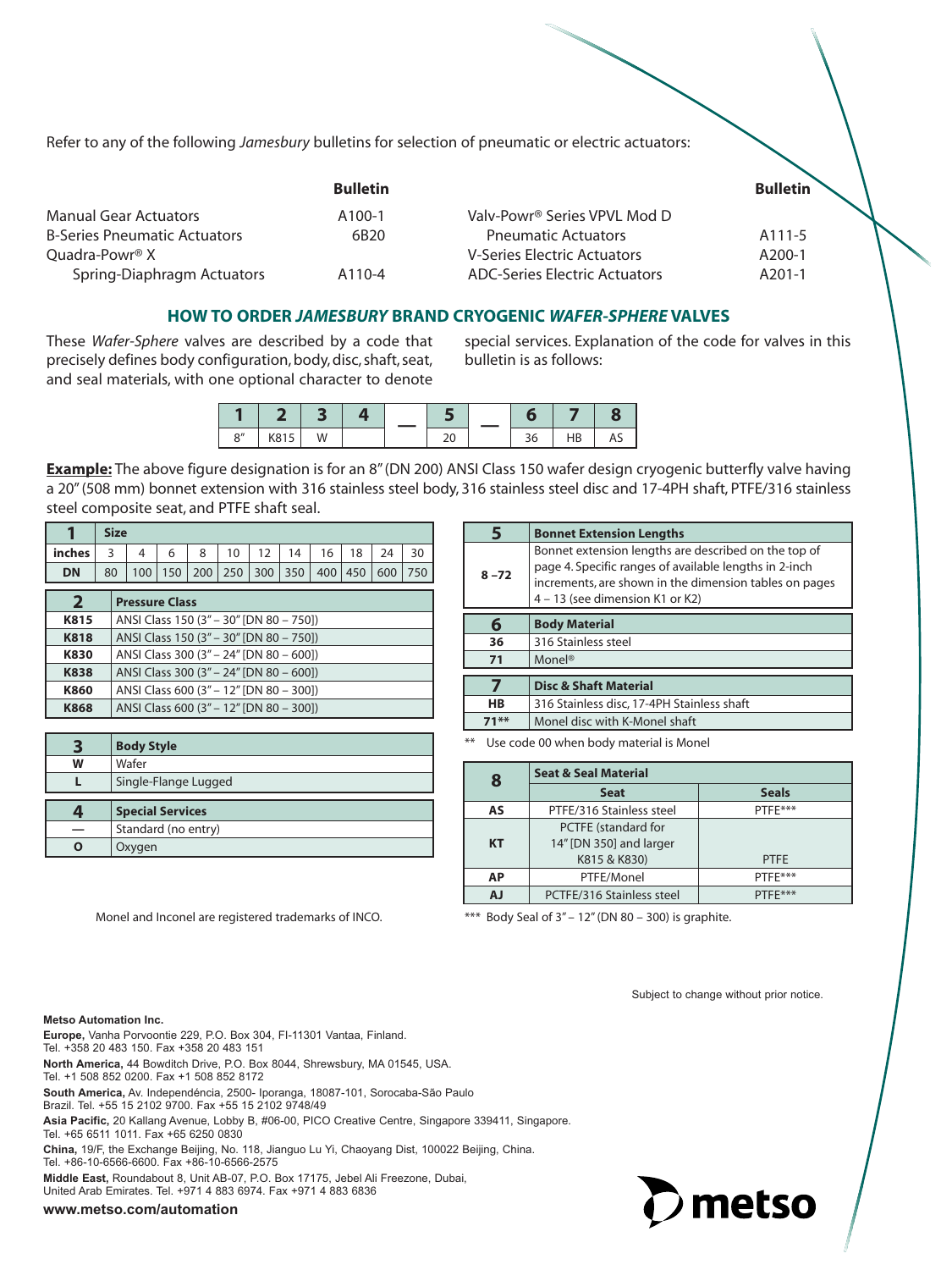Refer to any of the following *Jamesbury* bulletins for selection of pneumatic or electric actuators:

| | Bulletin | | Bulletin |
|---|---|---|---|
| Manual Gear Actuators | A100-1 | Valv-Powr® Series VPVL Mod D Pneumatic Actuators | A111-5 |
| B-Series Pneumatic Actuators | 6B20 | V-Series Electric Actuators | A200-1 |
| Quadra-Powr® X Spring-Diaphragm Actuators | A110-4 | ADC-Series Electric Actuators | A201-1 |

## HOW TO ORDER *JAMESBURY* BRAND CRYOGENIC *WAFER-SPHERE* VALVES

These *Wafer-Sphere* valves are described by a code that precisely defines body configuration, body, disc, shaft, seat, and seal materials, with one optional character to denote special services. Explanation of the code for valves in this bulletin is as follows:

| 1 | 2 | 3 | 4 | | 5 | | 6 | 7 | 8 |
|---|---|---|---|---|---|---|---|---|---|
| 8" | K815 | W | | — | 20 | — | 36 | HB | AS |

**Example:** The above figure designation is for an 8" (DN 200) ANSI Class 150 wafer design cryogenic butterfly valve having a 20" (508 mm) bonnet extension with 316 stainless steel body, 316 stainless steel disc and 17-4PH shaft, PTFE/316 stainless steel composite seat, and PTFE shaft seal.

| 1 | Size | | | | | | | | | | |
|---|---|---|---|---|---|---|---|---|---|---|---|
| inches | 3 | 4 | 6 | 8 | 10 | 12 | 14 | 16 | 18 | 24 | 30 |
| DN | 80 | 100 | 150 | 200 | 250 | 300 | 350 | 400 | 450 | 600 | 750 |

| 2 | Pressure Class |
|---|---|
| K815 | ANSI Class 150 (3" – 30" [DN 80 – 750]) |
| K818 | ANSI Class 150 (3" – 30" [DN 80 – 750]) |
| K830 | ANSI Class 300 (3" – 24" [DN 80 – 600]) |
| K838 | ANSI Class 300 (3" – 24" [DN 80 – 600]) |
| K860 | ANSI Class 600 (3" – 12" [DN 80 – 300]) |
| K868 | ANSI Class 600 (3" – 12" [DN 80 – 300]) |

| 3 | Body Style |
|---|---|
| W | Wafer |
| L | Single-Flange Lugged |

| 4 | Special Services |
|---|---|
| — | Standard (no entry) |
| O | Oxygen |

| 5 | Bonnet Extension Lengths |
|---|---|
| 8 – 72 | Bonnet extension lengths are described on the top of page 4. Specific ranges of available lengths in 2-inch increments, are shown in the dimension tables on pages 4 – 13 (see dimension K1 or K2) |

| 6 | Body Material |
|---|---|
| 36 | 316 Stainless steel |
| 71 | Monel® |

| 7 | Disc & Shaft Material |
|---|---|
| HB | 316 Stainless disc, 17-4PH Stainless shaft |
| 71** | Monel disc with K-Monel shaft |

** Use code 00 when body material is Monel

| 8 | Seat & Seal Material | |
|---|---|---|
| | Seat | Seals |
| AS | PTFE/316 Stainless steel | PTFE*** |
| KT | PCTFE (standard for 14" [DN 350] and larger K815 & K830) | PTFE |
| AP | PTFE/Monel | PTFE*** |
| AJ | PCTFE/316 Stainless steel | PTFE*** |

*** Body Seal of 3" – 12" (DN 80 – 300) is graphite.

Monel and Inconel are registered trademarks of INCO.

Subject to change without prior notice.

**Metso Automation Inc.**

**Europe,** Vanha Porvoontie 229, P.O. Box 304, FI-11301 Vantaa, Finland. Tel. +358 20 483 150. Fax +358 20 483 151

**North America,** 44 Bowditch Drive, P.O. Box 8044, Shrewsbury, MA 01545, USA. Tel. +1 508 852 0200. Fax +1 508 852 8172

**South America,** Av. Independência, 2500- Iporanga, 18087-101, Sorocaba-São Paulo Brazil. Tel. +55 15 2102 9700. Fax +55 15 2102 9748/49

**Asia Pacific,** 20 Kallang Avenue, Lobby B, #06-00, PICO Creative Centre, Singapore 339411, Singapore. Tel. +65 6511 1011. Fax +65 6250 0830

**China,** 19/F, the Exchange Beijing, No. 118, Jianguo Lu Yi, Chaoyang Dist, 100022 Beijing, China. Tel. +86-10-6566-6600. Fax +86-10-6566-2575

**Middle East,** Roundabout 8, Unit AB-07, P.O. Box 17175, Jebel Ali Freezone, Dubai, United Arab Emirates. Tel. +971 4 883 6974. Fax +971 4 883 6836

**www.metso.com/automation**

metso